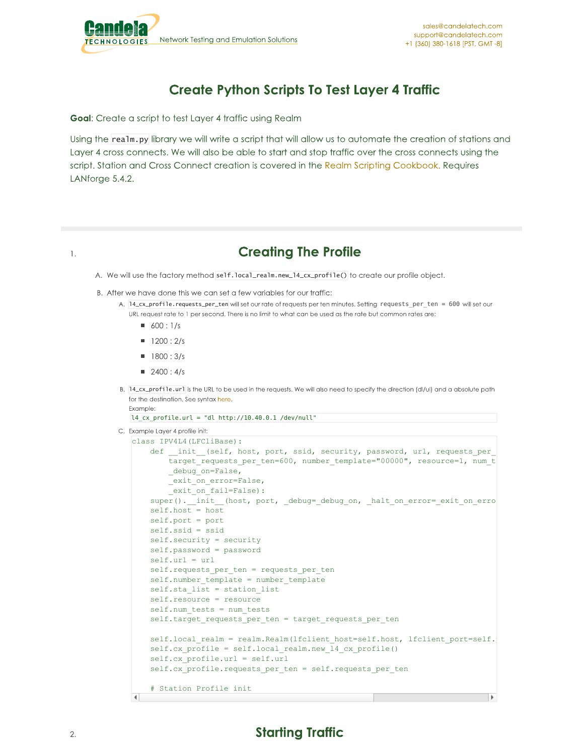# Create Python Scripts To Test Layer 4 Traffic

**Goal**: Create a script to test Layer 4 traffic using Realm

Using the `realm.py` library we will write a script that will allow us to automate the creation of stations and Layer 4 cross connects. We will also be able to start and stop traffic over the cross connects using the script. Station and Cross Connect creation is covered in the Realm Scripting Cookbook. Requires LANforge 5.4.2.

## 1. Creating The Profile

A. We will use the factory method `self.local_realm.new_l4_cx_profile()` to create our profile object.

B. After we have done this we can set a few variables for our traffic:

   A. `l4_cx_profile.requests_per_ten` will set our rate of requests per ten minutes. Setting `requests_per_ten = 600` will set our URL request rate to 1 per second. There is no limit to what can be used as the rate but common rates are:
      - 600 : 1/s
      - 1200 : 2/s
      - 1800 : 3/s
      - 2400 : 4/s

   B. `l4_cx_profile.url` is the URL to be used in the requests. We will also need to specify the direction (dl/ul) and a absolute path for the destination. See syntax here.
      Example:
      ```
      l4_cx_profile.url = "dl http://10.40.0.1 /dev/null"
      ```

   C. Example Layer 4 profile init:
      ```
      class IPV4L4(LFCliBase):
          def __init__(self, host, port, ssid, security, password, url, requests_per_
              target_requests_per_ten=600, number_template="00000", resource=1, num_t
              _debug_on=False,
              _exit_on_error=False,
              _exit_on_fail=False):
          super().__init__(host, port, _debug=_debug_on, _halt_on_error=_exit_on_erro
          self.host = host
          self.port = port
          self.ssid = ssid
          self.security = security
          self.password = password
          self.url = url
          self.requests_per_ten = requests_per_ten
          self.number_template = number_template
          self.sta_list = station_list
          self.resource = resource
          self.num_tests = num_tests
          self.target_requests_per_ten = target_requests_per_ten

          self.local_realm = realm.Realm(lfclient_host=self.host, lfclient_port=self.
          self.cx_profile = self.local_realm.new_l4_cx_profile()
          self.cx_profile.url = self.url
          self.cx_profile.requests_per_ten = self.requests_per_ten

          # Station Profile init
      ```

## 2. Starting Traffic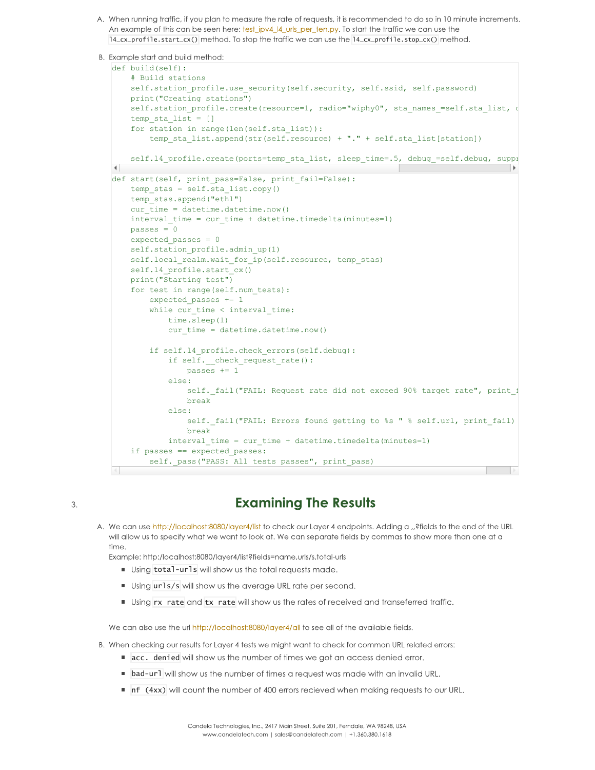A. When running traffic, if you plan to measure the rate of requests, it is recommended to do so in 10 minute increments. An example of this can be seen here: test_ipv4_l4_urls_per_ten.py. To start the traffic we can use the `l4_cx_profile.start_cx()` method. To stop the traffic we can use the `l4_cx_profile.stop_cx()` method.

B. Example start and build method:

```
def build(self):
    # Build stations
    self.station_profile.use_security(self.security, self.ssid, self.password)
    print("Creating stations")
    self.station_profile.create(resource=1, radio="wiphy0", sta_names_=self.sta_list, c
    temp_sta_list = []
    for station in range(len(self.sta_list)):
        temp_sta_list.append(str(self.resource) + "." + self.sta_list[station])

    self.l4_profile.create(ports=temp_sta_list, sleep_time=.5, debug_=self.debug, suppr
```

```
def start(self, print_pass=False, print_fail=False):
    temp_stas = self.sta_list.copy()
    temp_stas.append("eth1")
    cur_time = datetime.datetime.now()
    interval_time = cur_time + datetime.timedelta(minutes=1)
    passes = 0
    expected_passes = 0
    self.station_profile.admin_up(1)
    self.local_realm.wait_for_ip(self.resource, temp_stas)
    self.l4_profile.start_cx()
    print("Starting test")
    for test in range(self.num_tests):
        expected_passes += 1
        while cur_time < interval_time:
            time.sleep(1)
            cur_time = datetime.datetime.now()

        if self.l4_profile.check_errors(self.debug):
            if self.__check_request_rate():
                passes += 1
            else:
                self._fail("FAIL: Request rate did not exceed 90% target rate", print_f
                break
            else:
                self._fail("FAIL: Errors found getting to %s " % self.url, print_fail)
                break
            interval_time = cur_time + datetime.timedelta(minutes=1)
    if passes == expected_passes:
        self._pass("PASS: All tests passes", print_pass)
```

3.

## Examining The Results

A. We can use http://localhost:8080/layer4/list to check our Layer 4 endpoints. Adding a ,,?fields to the end of the URL will allow us to specify what we want to look at. We can separate fields by commas to show more than one at a time.
Example: http:/localhost:8080/layer4/list?fields=name,urls/s,total-urls

- Using `total-urls` will show us the total requests made.
- Using `urls/s` will show us the average URL rate per second.
- Using `rx rate` and `tx rate` will show us the rates of received and transeferred traffic.

We can also use the url http://localhost:8080/layer4/all to see all of the available fields.

B. When checking our results for Layer 4 tests we might want to check for common URL related errors:

- `acc. denied` will show us the number of times we got an access denied error.
- `bad-url` will show us the number of times a request was made with an invalid URL.
- `nf (4xx)` will count the number of 400 errors recieved when making requests to our URL.